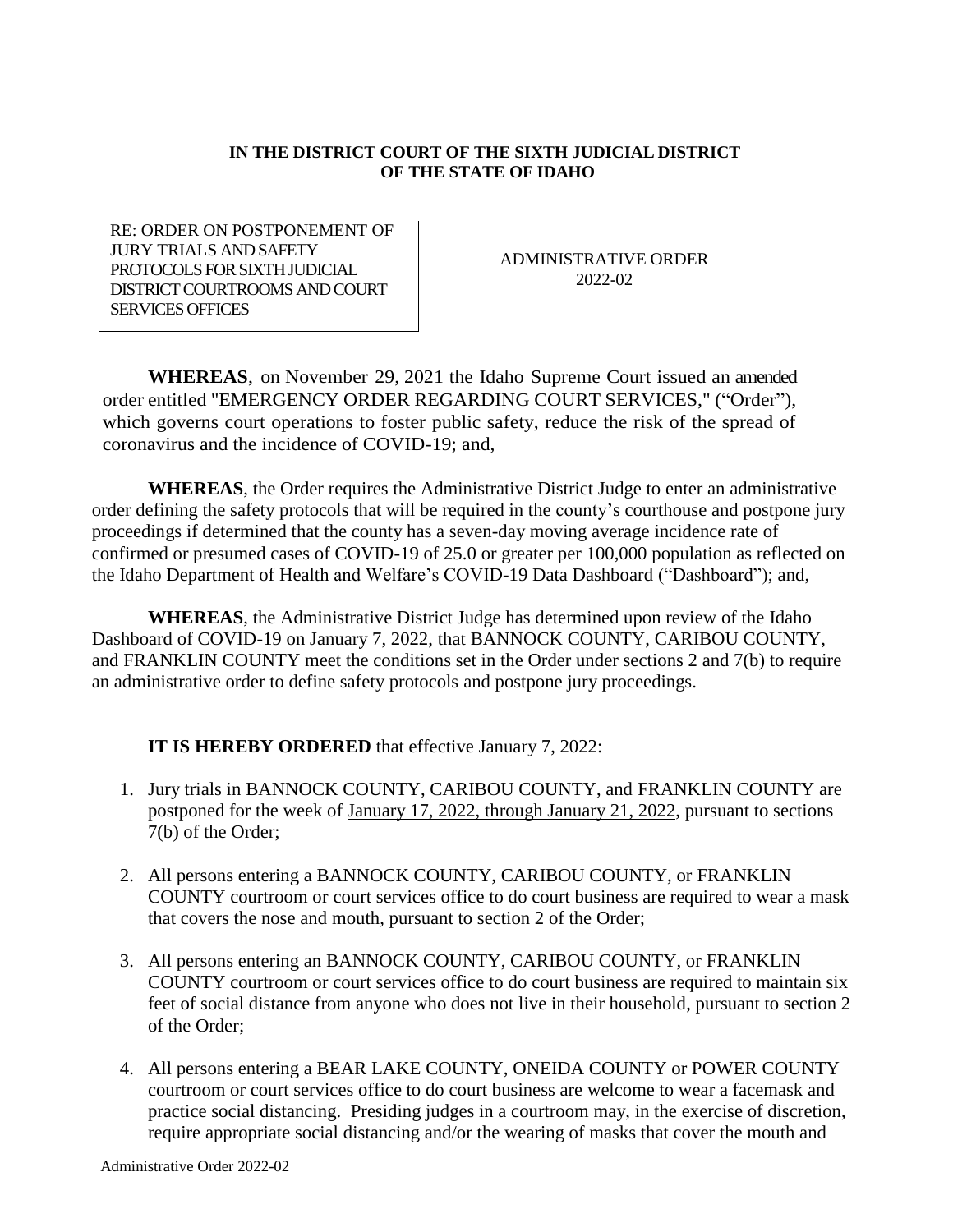**IN THE DISTRICT COURT OF THE SIXTH JUDICIAL DISTRICT OF THE STATE OF IDAHO**

| RE: ORDER ON POSTPONEMENT OF JURY TRIALS AND SAFETY PROTOCOLS FOR SIXTH JUDICIAL DISTRICT COURTROOMS AND COURT SERVICES OFFICES | ADMINISTRATIVE ORDER 2022-02 |
|---|---|

**WHEREAS**, on November 29, 2021 the Idaho Supreme Court issued an amended order entitled "EMERGENCY ORDER REGARDING COURT SERVICES," ("Order"), which governs court operations to foster public safety, reduce the risk of the spread of coronavirus and the incidence of COVID-19; and,

**WHEREAS**, the Order requires the Administrative District Judge to enter an administrative order defining the safety protocols that will be required in the county's courthouse and postpone jury proceedings if determined that the county has a seven-day moving average incidence rate of confirmed or presumed cases of COVID-19 of 25.0 or greater per 100,000 population as reflected on the Idaho Department of Health and Welfare's COVID-19 Data Dashboard ("Dashboard"); and,

**WHEREAS**, the Administrative District Judge has determined upon review of the Idaho Dashboard of COVID-19 on January 7, 2022, that BANNOCK COUNTY, CARIBOU COUNTY, and FRANKLIN COUNTY meet the conditions set in the Order under sections 2 and 7(b) to require an administrative order to define safety protocols and postpone jury proceedings.

**IT IS HEREBY ORDERED** that effective January 7, 2022:

1. Jury trials in BANNOCK COUNTY, CARIBOU COUNTY, and FRANKLIN COUNTY are postponed for the week of January 17, 2022, through January 21, 2022, pursuant to sections 7(b) of the Order;
2. All persons entering a BANNOCK COUNTY, CARIBOU COUNTY, or FRANKLIN COUNTY courtroom or court services office to do court business are required to wear a mask that covers the nose and mouth, pursuant to section 2 of the Order;
3. All persons entering an BANNOCK COUNTY, CARIBOU COUNTY, or FRANKLIN COUNTY courtroom or court services office to do court business are required to maintain six feet of social distance from anyone who does not live in their household, pursuant to section 2 of the Order;
4. All persons entering a BEAR LAKE COUNTY, ONEIDA COUNTY or POWER COUNTY courtroom or court services office to do court business are welcome to wear a facemask and practice social distancing. Presiding judges in a courtroom may, in the exercise of discretion, require appropriate social distancing and/or the wearing of masks that cover the mouth and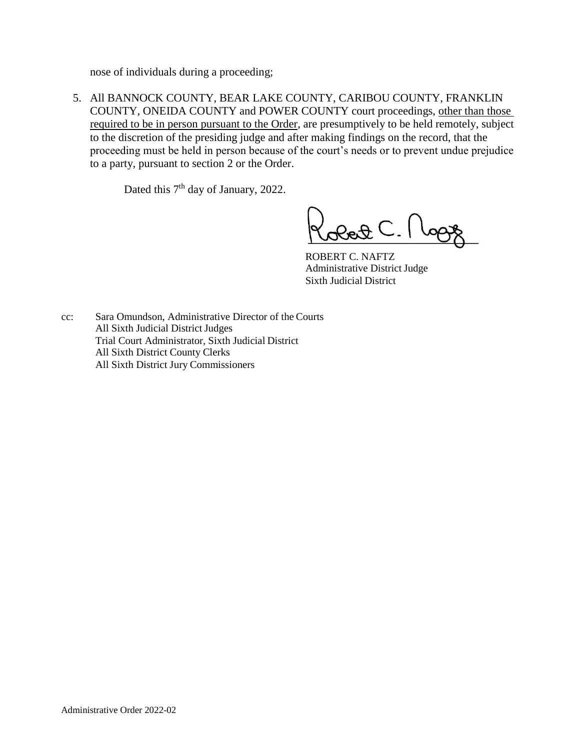nose of individuals during a proceeding;

5. All BANNOCK COUNTY, BEAR LAKE COUNTY, CARIBOU COUNTY, FRANKLIN COUNTY, ONEIDA COUNTY and POWER COUNTY court proceedings, <u>other than those required to be in person pursuant to the Order</u>, are presumptively to be held remotely, subject to the discretion of the presiding judge and after making findings on the record, that the proceeding must be held in person because of the court's needs or to prevent undue prejudice to a party, pursuant to section 2 or the Order.

Dated this 7th day of January, 2022.

ROBERT C. NAFTZ
Administrative District Judge
Sixth Judicial District

cc: Sara Omundson, Administrative Director of the Courts
All Sixth Judicial District Judges
Trial Court Administrator, Sixth Judicial District
All Sixth District County Clerks
All Sixth District Jury Commissioners

Administrative Order 2022-02